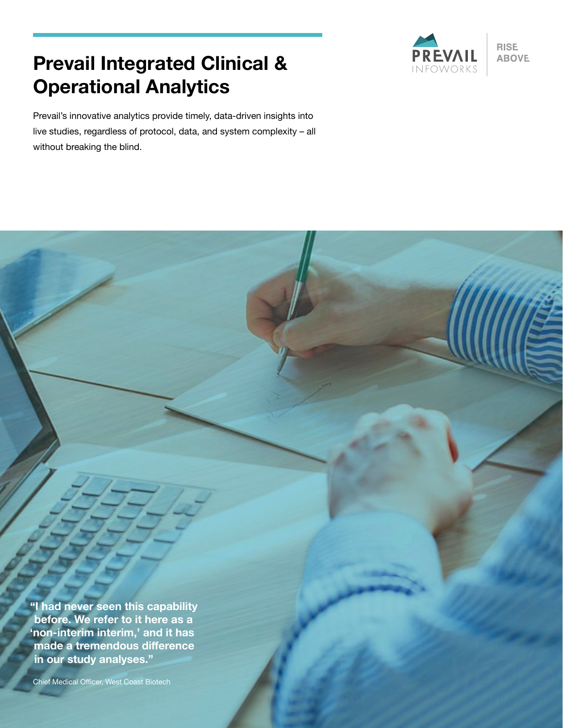# Prevail Integrated Clinical & Operational Analytics

PREVAIL INFOWORKS | RISE ABOVE

Prevail's innovative analytics provide timely, data-driven insights into live studies, regardless of protocol, data, and system complexity – all without breaking the blind.

**"I had never seen this capability before. We refer to it here as a 'non-interim interim,' and it has made a tremendous difference in our study analyses."**

Chief Medical Officer, West Coast Biotech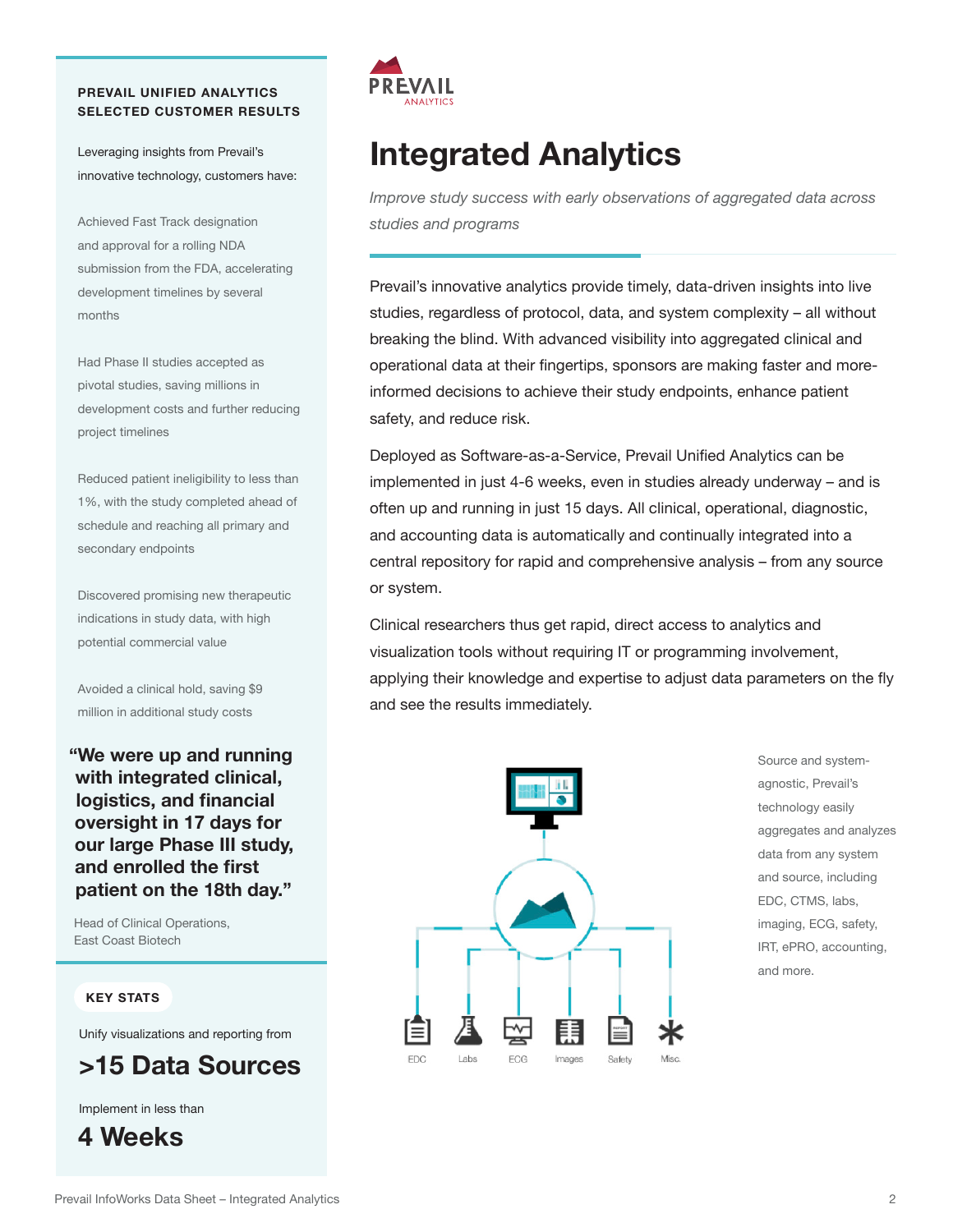# Integrated Analytics

*Improve study success with early observations of aggregated data across studies and programs*

Prevail's innovative analytics provide timely, data-driven insights into live studies, regardless of protocol, data, and system complexity – all without breaking the blind. With advanced visibility into aggregated clinical and operational data at their fingertips, sponsors are making faster and more-informed decisions to achieve their study endpoints, enhance patient safety, and reduce risk.

Deployed as Software-as-a-Service, Prevail Unified Analytics can be implemented in just 4-6 weeks, even in studies already underway – and is often up and running in just 15 days. All clinical, operational, diagnostic, and accounting data is automatically and continually integrated into a central repository for rapid and comprehensive analysis – from any source or system.

Clinical researchers thus get rapid, direct access to analytics and visualization tools without requiring IT or programming involvement, applying their knowledge and expertise to adjust data parameters on the fly and see the results immediately.

EDC · Labs · ECG · Images · Safety · Misc.

Source and system-agnostic, Prevail's technology easily aggregates and analyzes data from any system and source, including EDC, CTMS, labs, imaging, ECG, safety, IRT, ePRO, accounting, and more.

## PREVAIL UNIFIED ANALYTICS SELECTED CUSTOMER RESULTS

Leveraging insights from Prevail's innovative technology, customers have:

Achieved Fast Track designation and approval for a rolling NDA submission from the FDA, accelerating development timelines by several months

Had Phase II studies accepted as pivotal studies, saving millions in development costs and further reducing project timelines

Reduced patient ineligibility to less than 1%, with the study completed ahead of schedule and reaching all primary and secondary endpoints

Discovered promising new therapeutic indications in study data, with high potential commercial value

Avoided a clinical hold, saving $9 million in additional study costs

> **"We were up and running with integrated clinical, logistics, and financial oversight in 17 days for our large Phase III study, and enrolled the first patient on the 18th day."**
>
> Head of Clinical Operations, East Coast Biotech

### KEY STATS

Unify visualizations and reporting from

**>15 Data Sources**

Implement in less than

**4 Weeks**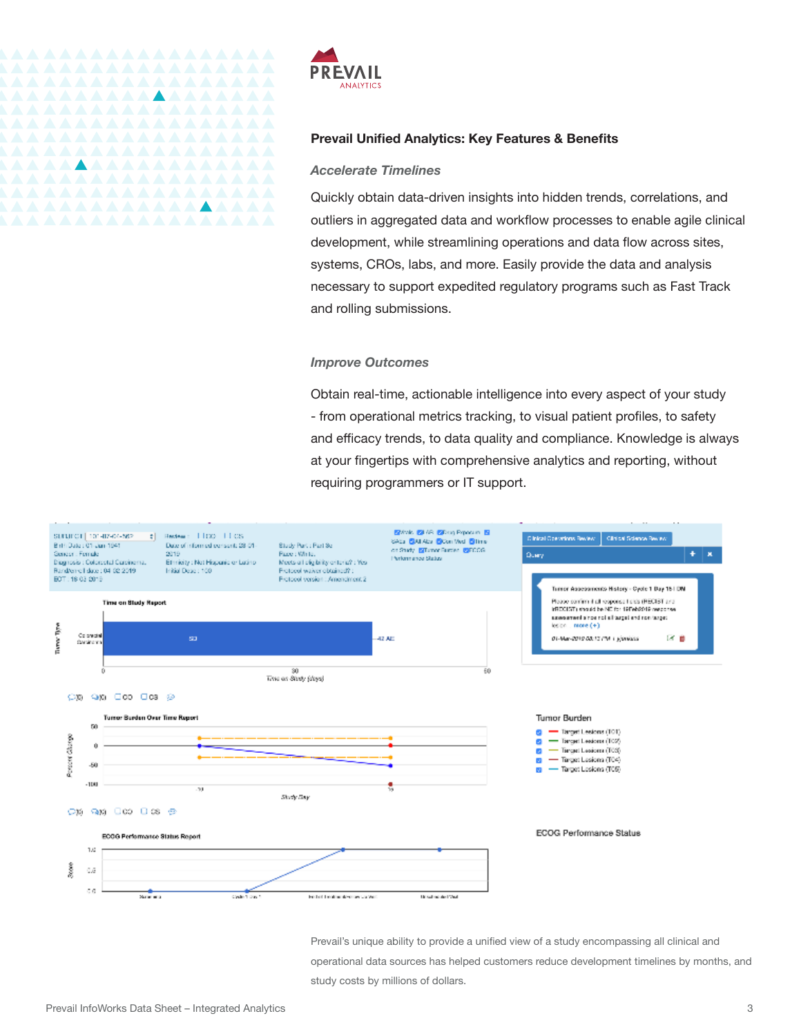## Prevail Unified Analytics: Key Features & Benefits

### *Accelerate Timelines*

Quickly obtain data-driven insights into hidden trends, correlations, and outliers in aggregated data and workflow processes to enable agile clinical development, while streamlining operations and data flow across sites, systems, CROs, labs, and more. Easily provide the data and analysis necessary to support expedited regulatory programs such as Fast Track and rolling submissions.

### *Improve Outcomes*

Obtain real-time, actionable intelligence into every aspect of your study - from operational metrics tracking, to visual patient profiles, to safety and efficacy trends, to data quality and compliance. Knowledge is always at your fingertips with comprehensive analytics and reporting, without requiring programmers or IT support.

Prevail's unique ability to provide a unified view of a study encompassing all clinical and operational data sources has helped customers reduce development timelines by months, and study costs by millions of dollars.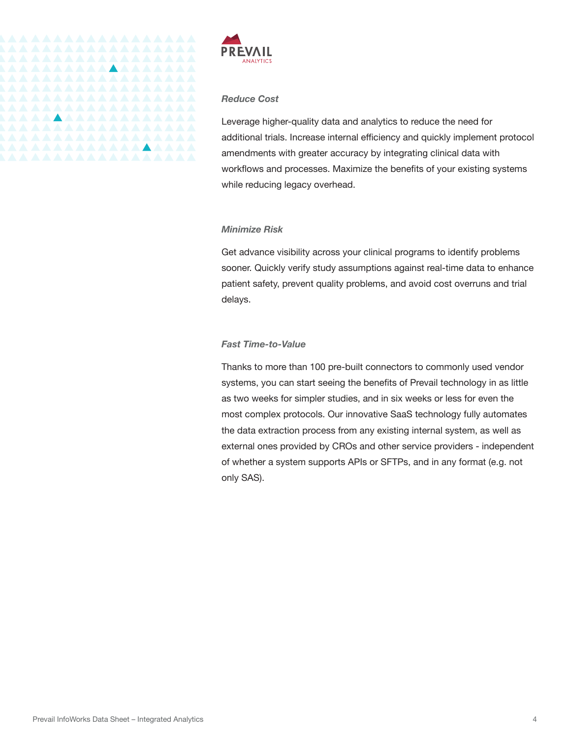### *Reduce Cost*

Leverage higher-quality data and analytics to reduce the need for additional trials. Increase internal efficiency and quickly implement protocol amendments with greater accuracy by integrating clinical data with workflows and processes. Maximize the benefits of your existing systems while reducing legacy overhead.

### *Minimize Risk*

Get advance visibility across your clinical programs to identify problems sooner. Quickly verify study assumptions against real-time data to enhance patient safety, prevent quality problems, and avoid cost overruns and trial delays.

### *Fast Time-to-Value*

Thanks to more than 100 pre-built connectors to commonly used vendor systems, you can start seeing the benefits of Prevail technology in as little as two weeks for simpler studies, and in six weeks or less for even the most complex protocols. Our innovative SaaS technology fully automates the data extraction process from any existing internal system, as well as external ones provided by CROs and other service providers - independent of whether a system supports APIs or SFTPs, and in any format (e.g. not only SAS).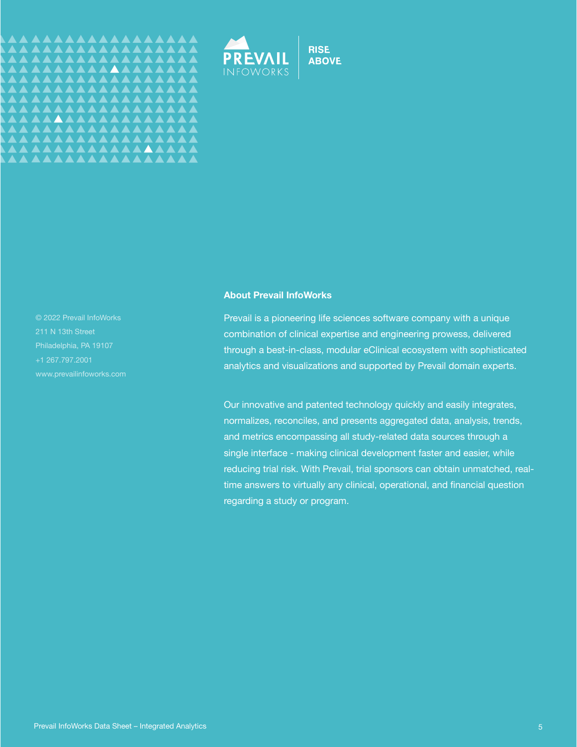PREVAIL INFOWORKS

RISE ABOVE

© 2022 Prevail InfoWorks
211 N 13th Street
Philadelphia, PA 19107
+1 267.797.2001
www.prevailinfoworks.com

## About Prevail InfoWorks

Prevail is a pioneering life sciences software company with a unique combination of clinical expertise and engineering prowess, delivered through a best-in-class, modular eClinical ecosystem with sophisticated analytics and visualizations and supported by Prevail domain experts.

Our innovative and patented technology quickly and easily integrates, normalizes, reconciles, and presents aggregated data, analysis, trends, and metrics encompassing all study-related data sources through a single interface - making clinical development faster and easier, while reducing trial risk. With Prevail, trial sponsors can obtain unmatched, real-time answers to virtually any clinical, operational, and financial question regarding a study or program.